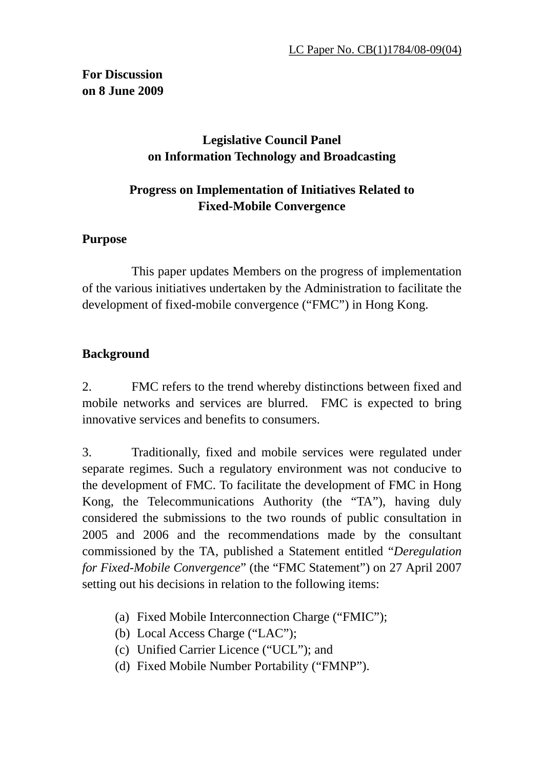LC Paper No. CB(1)1784/08-09(04)

**For Discussion**
**on 8 June 2009**

# Legislative Council Panel on Information Technology and Broadcasting

## Progress on Implementation of Initiatives Related to Fixed-Mobile Convergence

### Purpose

This paper updates Members on the progress of implementation of the various initiatives undertaken by the Administration to facilitate the development of fixed-mobile convergence ("FMC") in Hong Kong.

### Background

2. FMC refers to the trend whereby distinctions between fixed and mobile networks and services are blurred. FMC is expected to bring innovative services and benefits to consumers.

3. Traditionally, fixed and mobile services were regulated under separate regimes. Such a regulatory environment was not conducive to the development of FMC. To facilitate the development of FMC in Hong Kong, the Telecommunications Authority (the "TA"), having duly considered the submissions to the two rounds of public consultation in 2005 and 2006 and the recommendations made by the consultant commissioned by the TA, published a Statement entitled "*Deregulation for Fixed-Mobile Convergence*" (the "FMC Statement") on 27 April 2007 setting out his decisions in relation to the following items:

(a) Fixed Mobile Interconnection Charge ("FMIC");
(b) Local Access Charge ("LAC");
(c) Unified Carrier Licence ("UCL"); and
(d) Fixed Mobile Number Portability ("FMNP").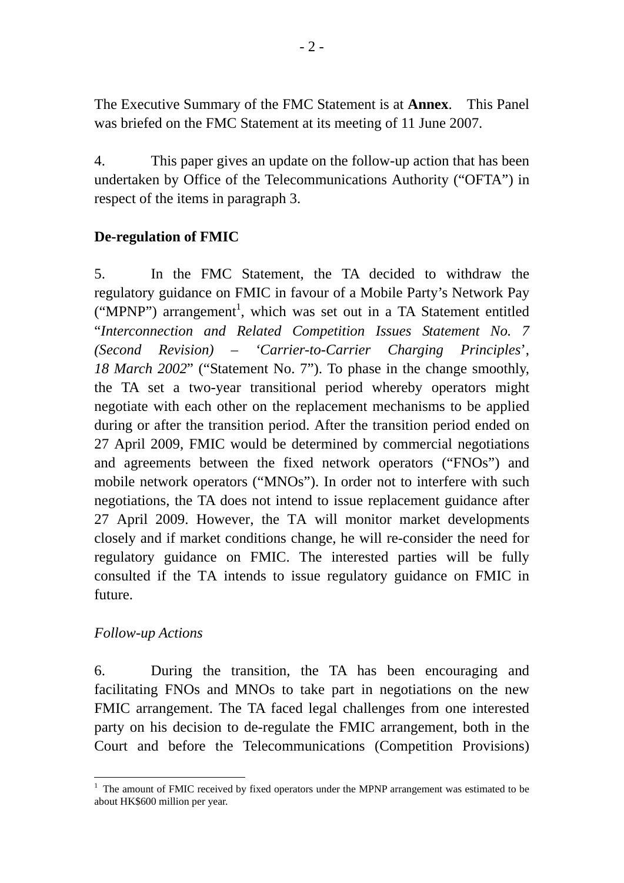The Executive Summary of the FMC Statement is at **Annex**. This Panel was briefed on the FMC Statement at its meeting of 11 June 2007.

4. This paper gives an update on the follow-up action that has been undertaken by Office of the Telecommunications Authority ("OFTA") in respect of the items in paragraph 3.

**De-regulation of FMIC**

5. In the FMC Statement, the TA decided to withdraw the regulatory guidance on FMIC in favour of a Mobile Party's Network Pay ("MPNP") arrangement[1], which was set out in a TA Statement entitled "*Interconnection and Related Competition Issues Statement No. 7 (Second Revision) – 'Carrier-to-Carrier Charging Principles', 18 March 2002*" ("Statement No. 7"). To phase in the change smoothly, the TA set a two-year transitional period whereby operators might negotiate with each other on the replacement mechanisms to be applied during or after the transition period. After the transition period ended on 27 April 2009, FMIC would be determined by commercial negotiations and agreements between the fixed network operators ("FNOs") and mobile network operators ("MNOs"). In order not to interfere with such negotiations, the TA does not intend to issue replacement guidance after 27 April 2009. However, the TA will monitor market developments closely and if market conditions change, he will re-consider the need for regulatory guidance on FMIC. The interested parties will be fully consulted if the TA intends to issue regulatory guidance on FMIC in future.

*Follow-up Actions*

6. During the transition, the TA has been encouraging and facilitating FNOs and MNOs to take part in negotiations on the new FMIC arrangement. The TA faced legal challenges from one interested party on his decision to de-regulate the FMIC arrangement, both in the Court and before the Telecommunications (Competition Provisions)

[1] The amount of FMIC received by fixed operators under the MPNP arrangement was estimated to be about HK$600 million per year.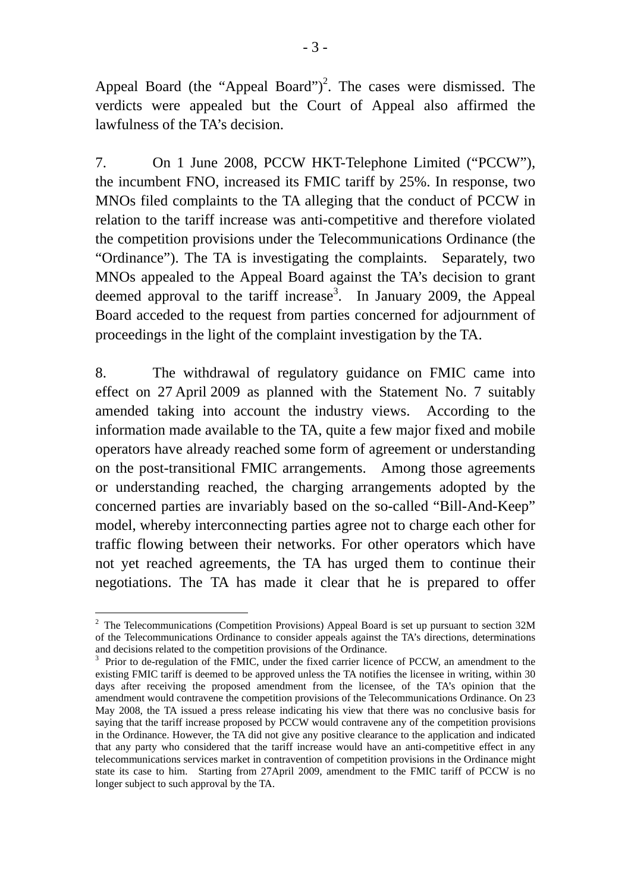Appeal Board (the "Appeal Board")[2]. The cases were dismissed. The verdicts were appealed but the Court of Appeal also affirmed the lawfulness of the TA's decision.

7. On 1 June 2008, PCCW HKT-Telephone Limited ("PCCW"), the incumbent FNO, increased its FMIC tariff by 25%. In response, two MNOs filed complaints to the TA alleging that the conduct of PCCW in relation to the tariff increase was anti-competitive and therefore violated the competition provisions under the Telecommunications Ordinance (the "Ordinance"). The TA is investigating the complaints. Separately, two MNOs appealed to the Appeal Board against the TA's decision to grant deemed approval to the tariff increase[3]. In January 2009, the Appeal Board acceded to the request from parties concerned for adjournment of proceedings in the light of the complaint investigation by the TA.

8. The withdrawal of regulatory guidance on FMIC came into effect on 27 April 2009 as planned with the Statement No. 7 suitably amended taking into account the industry views. According to the information made available to the TA, quite a few major fixed and mobile operators have already reached some form of agreement or understanding on the post-transitional FMIC arrangements. Among those agreements or understanding reached, the charging arrangements adopted by the concerned parties are invariably based on the so-called "Bill-And-Keep" model, whereby interconnecting parties agree not to charge each other for traffic flowing between their networks. For other operators which have not yet reached agreements, the TA has urged them to continue their negotiations. The TA has made it clear that he is prepared to offer

---

[2] The Telecommunications (Competition Provisions) Appeal Board is set up pursuant to section 32M of the Telecommunications Ordinance to consider appeals against the TA's directions, determinations and decisions related to the competition provisions of the Ordinance.

[3] Prior to de-regulation of the FMIC, under the fixed carrier licence of PCCW, an amendment to the existing FMIC tariff is deemed to be approved unless the TA notifies the licensee in writing, within 30 days after receiving the proposed amendment from the licensee, of the TA's opinion that the amendment would contravene the competition provisions of the Telecommunications Ordinance. On 23 May 2008, the TA issued a press release indicating his view that there was no conclusive basis for saying that the tariff increase proposed by PCCW would contravene any of the competition provisions in the Ordinance. However, the TA did not give any positive clearance to the application and indicated that any party who considered that the tariff increase would have an anti-competitive effect in any telecommunications services market in contravention of competition provisions in the Ordinance might state its case to him. Starting from 27April 2009, amendment to the FMIC tariff of PCCW is no longer subject to such approval by the TA.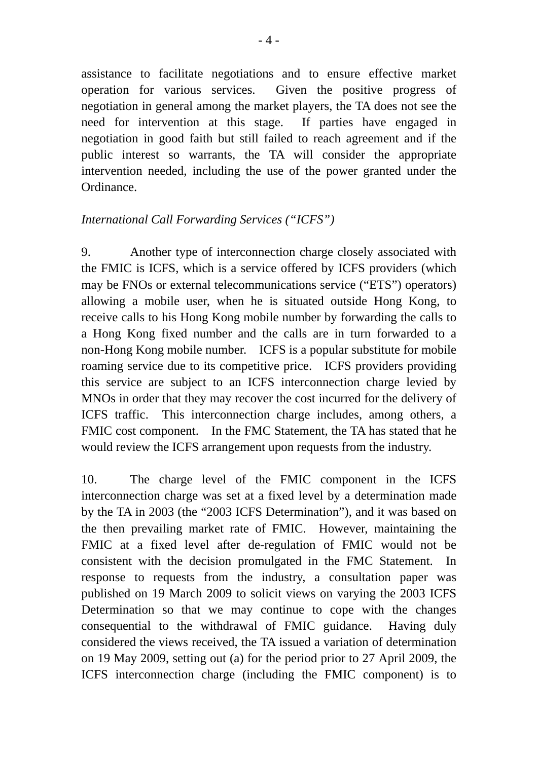assistance to facilitate negotiations and to ensure effective market operation for various services. Given the positive progress of negotiation in general among the market players, the TA does not see the need for intervention at this stage. If parties have engaged in negotiation in good faith but still failed to reach agreement and if the public interest so warrants, the TA will consider the appropriate intervention needed, including the use of the power granted under the Ordinance.

*International Call Forwarding Services ("ICFS")*

9. Another type of interconnection charge closely associated with the FMIC is ICFS, which is a service offered by ICFS providers (which may be FNOs or external telecommunications service ("ETS") operators) allowing a mobile user, when he is situated outside Hong Kong, to receive calls to his Hong Kong mobile number by forwarding the calls to a Hong Kong fixed number and the calls are in turn forwarded to a non-Hong Kong mobile number. ICFS is a popular substitute for mobile roaming service due to its competitive price. ICFS providers providing this service are subject to an ICFS interconnection charge levied by MNOs in order that they may recover the cost incurred for the delivery of ICFS traffic. This interconnection charge includes, among others, a FMIC cost component. In the FMC Statement, the TA has stated that he would review the ICFS arrangement upon requests from the industry.

10. The charge level of the FMIC component in the ICFS interconnection charge was set at a fixed level by a determination made by the TA in 2003 (the "2003 ICFS Determination"), and it was based on the then prevailing market rate of FMIC. However, maintaining the FMIC at a fixed level after de-regulation of FMIC would not be consistent with the decision promulgated in the FMC Statement. In response to requests from the industry, a consultation paper was published on 19 March 2009 to solicit views on varying the 2003 ICFS Determination so that we may continue to cope with the changes consequential to the withdrawal of FMIC guidance. Having duly considered the views received, the TA issued a variation of determination on 19 May 2009, setting out (a) for the period prior to 27 April 2009, the ICFS interconnection charge (including the FMIC component) is to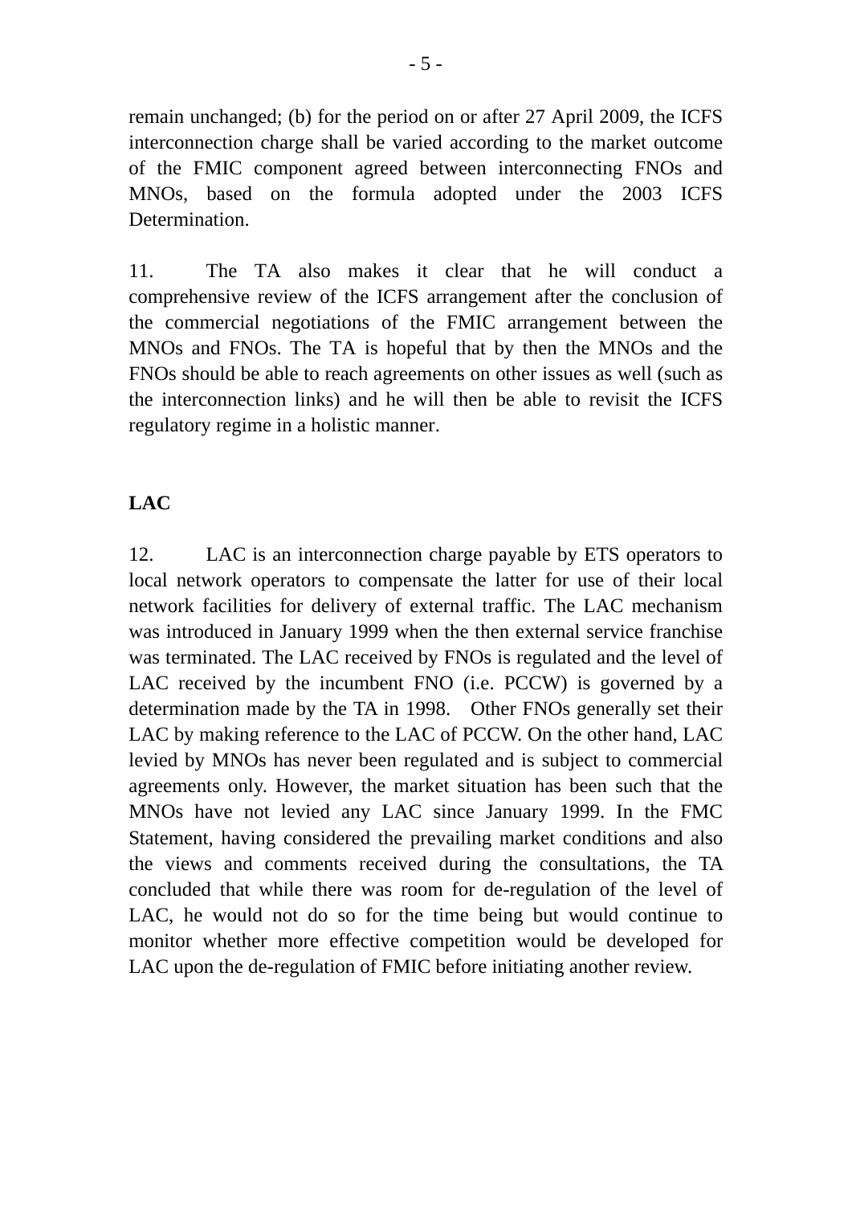remain unchanged; (b) for the period on or after 27 April 2009, the ICFS interconnection charge shall be varied according to the market outcome of the FMIC component agreed between interconnecting FNOs and MNOs, based on the formula adopted under the 2003 ICFS Determination.

11. The TA also makes it clear that he will conduct a comprehensive review of the ICFS arrangement after the conclusion of the commercial negotiations of the FMIC arrangement between the MNOs and FNOs. The TA is hopeful that by then the MNOs and the FNOs should be able to reach agreements on other issues as well (such as the interconnection links) and he will then be able to revisit the ICFS regulatory regime in a holistic manner.

**LAC**

12. LAC is an interconnection charge payable by ETS operators to local network operators to compensate the latter for use of their local network facilities for delivery of external traffic. The LAC mechanism was introduced in January 1999 when the then external service franchise was terminated. The LAC received by FNOs is regulated and the level of LAC received by the incumbent FNO (i.e. PCCW) is governed by a determination made by the TA in 1998. Other FNOs generally set their LAC by making reference to the LAC of PCCW. On the other hand, LAC levied by MNOs has never been regulated and is subject to commercial agreements only. However, the market situation has been such that the MNOs have not levied any LAC since January 1999. In the FMC Statement, having considered the prevailing market conditions and also the views and comments received during the consultations, the TA concluded that while there was room for de-regulation of the level of LAC, he would not do so for the time being but would continue to monitor whether more effective competition would be developed for LAC upon the de-regulation of FMIC before initiating another review.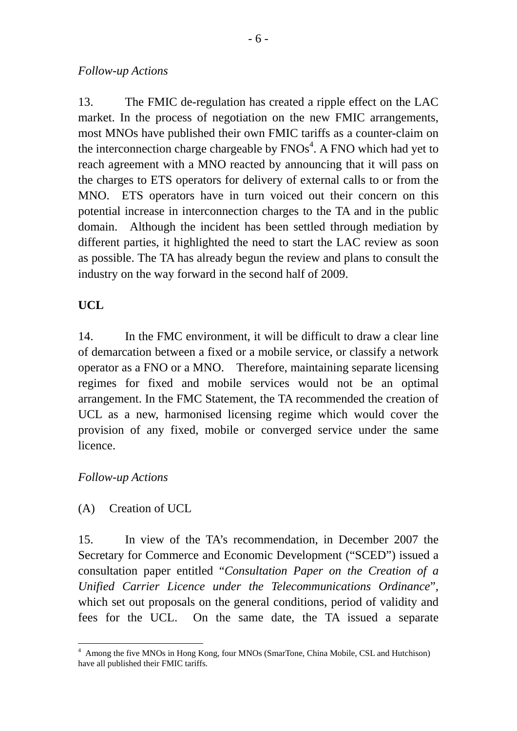*Follow-up Actions*

13. The FMIC de-regulation has created a ripple effect on the LAC market. In the process of negotiation on the new FMIC arrangements, most MNOs have published their own FMIC tariffs as a counter-claim on the interconnection charge chargeable by FNOs[4]. A FNO which had yet to reach agreement with a MNO reacted by announcing that it will pass on the charges to ETS operators for delivery of external calls to or from the MNO. ETS operators have in turn voiced out their concern on this potential increase in interconnection charges to the TA and in the public domain. Although the incident has been settled through mediation by different parties, it highlighted the need to start the LAC review as soon as possible. The TA has already begun the review and plans to consult the industry on the way forward in the second half of 2009.

**UCL**

14. In the FMC environment, it will be difficult to draw a clear line of demarcation between a fixed or a mobile service, or classify a network operator as a FNO or a MNO. Therefore, maintaining separate licensing regimes for fixed and mobile services would not be an optimal arrangement. In the FMC Statement, the TA recommended the creation of UCL as a new, harmonised licensing regime which would cover the provision of any fixed, mobile or converged service under the same licence.

*Follow-up Actions*

(A) Creation of UCL

15. In view of the TA's recommendation, in December 2007 the Secretary for Commerce and Economic Development ("SCED") issued a consultation paper entitled "*Consultation Paper on the Creation of a Unified Carrier Licence under the Telecommunications Ordinance*", which set out proposals on the general conditions, period of validity and fees for the UCL. On the same date, the TA issued a separate

[4] Among the five MNOs in Hong Kong, four MNOs (SmarTone, China Mobile, CSL and Hutchison) have all published their FMIC tariffs.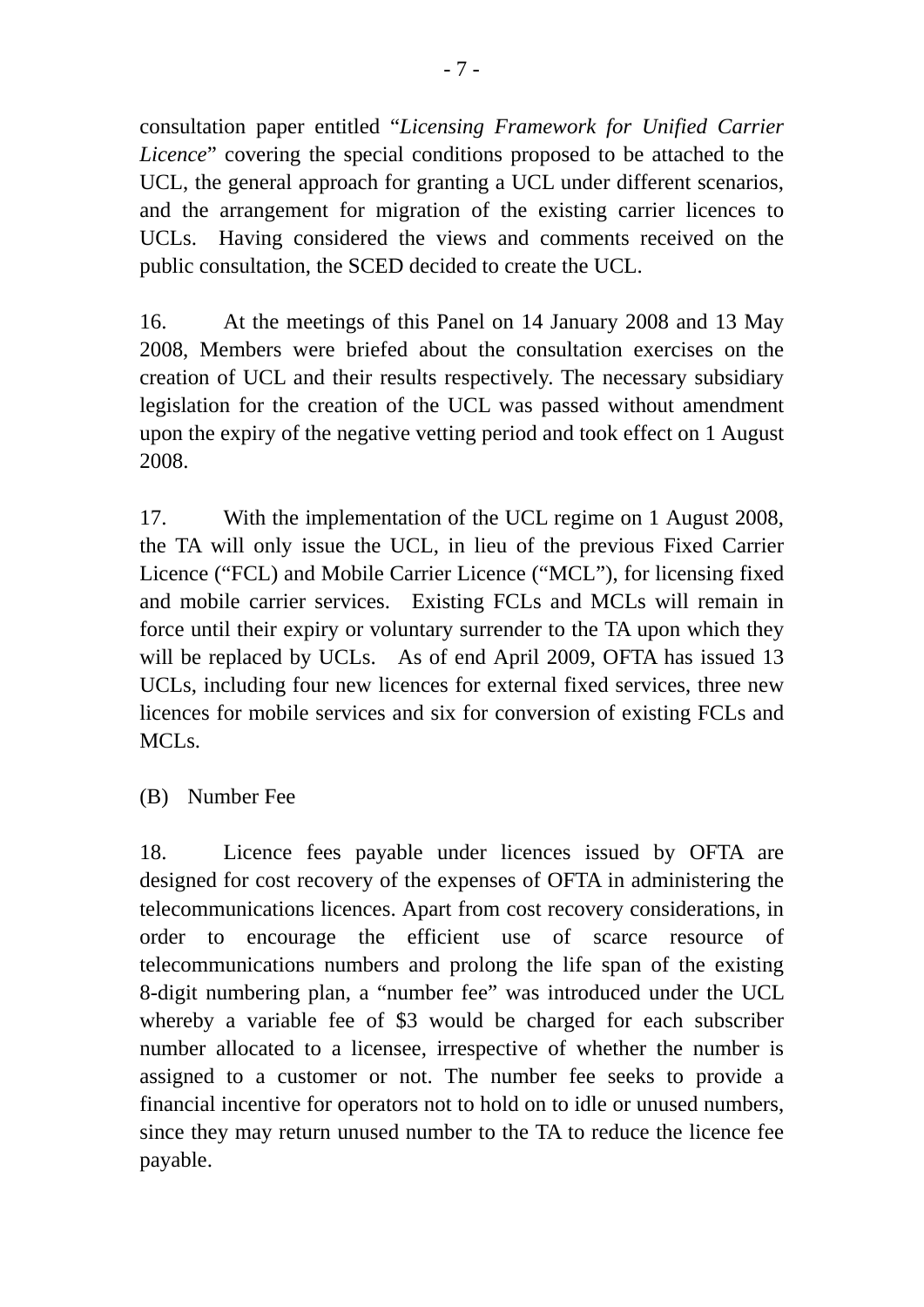consultation paper entitled "*Licensing Framework for Unified Carrier Licence*" covering the special conditions proposed to be attached to the UCL, the general approach for granting a UCL under different scenarios, and the arrangement for migration of the existing carrier licences to UCLs. Having considered the views and comments received on the public consultation, the SCED decided to create the UCL.

16. At the meetings of this Panel on 14 January 2008 and 13 May 2008, Members were briefed about the consultation exercises on the creation of UCL and their results respectively. The necessary subsidiary legislation for the creation of the UCL was passed without amendment upon the expiry of the negative vetting period and took effect on 1 August 2008.

17. With the implementation of the UCL regime on 1 August 2008, the TA will only issue the UCL, in lieu of the previous Fixed Carrier Licence ("FCL) and Mobile Carrier Licence ("MCL"), for licensing fixed and mobile carrier services. Existing FCLs and MCLs will remain in force until their expiry or voluntary surrender to the TA upon which they will be replaced by UCLs. As of end April 2009, OFTA has issued 13 UCLs, including four new licences for external fixed services, three new licences for mobile services and six for conversion of existing FCLs and MCLs.

(B) Number Fee

18. Licence fees payable under licences issued by OFTA are designed for cost recovery of the expenses of OFTA in administering the telecommunications licences. Apart from cost recovery considerations, in order to encourage the efficient use of scarce resource of telecommunications numbers and prolong the life span of the existing 8-digit numbering plan, a "number fee" was introduced under the UCL whereby a variable fee of $3 would be charged for each subscriber number allocated to a licensee, irrespective of whether the number is assigned to a customer or not. The number fee seeks to provide a financial incentive for operators not to hold on to idle or unused numbers, since they may return unused number to the TA to reduce the licence fee payable.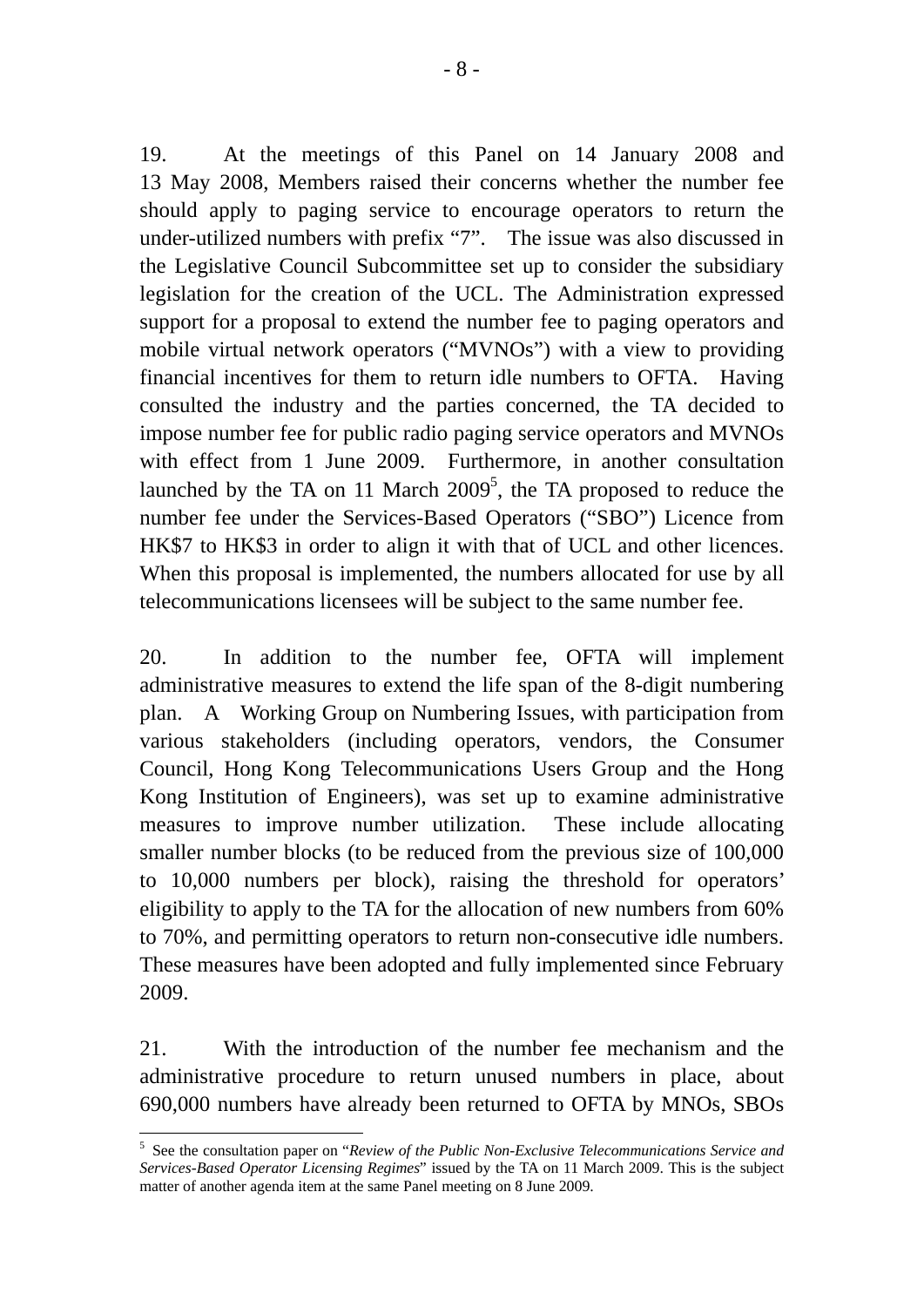19. At the meetings of this Panel on 14 January 2008 and 13 May 2008, Members raised their concerns whether the number fee should apply to paging service to encourage operators to return the under-utilized numbers with prefix "7". The issue was also discussed in the Legislative Council Subcommittee set up to consider the subsidiary legislation for the creation of the UCL. The Administration expressed support for a proposal to extend the number fee to paging operators and mobile virtual network operators ("MVNOs") with a view to providing financial incentives for them to return idle numbers to OFTA. Having consulted the industry and the parties concerned, the TA decided to impose number fee for public radio paging service operators and MVNOs with effect from 1 June 2009. Furthermore, in another consultation launched by the TA on 11 March 2009[5], the TA proposed to reduce the number fee under the Services-Based Operators ("SBO") Licence from HK$7 to HK$3 in order to align it with that of UCL and other licences. When this proposal is implemented, the numbers allocated for use by all telecommunications licensees will be subject to the same number fee.

20. In addition to the number fee, OFTA will implement administrative measures to extend the life span of the 8-digit numbering plan. A Working Group on Numbering Issues, with participation from various stakeholders (including operators, vendors, the Consumer Council, Hong Kong Telecommunications Users Group and the Hong Kong Institution of Engineers), was set up to examine administrative measures to improve number utilization. These include allocating smaller number blocks (to be reduced from the previous size of 100,000 to 10,000 numbers per block), raising the threshold for operators' eligibility to apply to the TA for the allocation of new numbers from 60% to 70%, and permitting operators to return non-consecutive idle numbers. These measures have been adopted and fully implemented since February 2009.

21. With the introduction of the number fee mechanism and the administrative procedure to return unused numbers in place, about 690,000 numbers have already been returned to OFTA by MNOs, SBOs

---

[5] See the consultation paper on "*Review of the Public Non-Exclusive Telecommunications Service and Services-Based Operator Licensing Regimes*" issued by the TA on 11 March 2009. This is the subject matter of another agenda item at the same Panel meeting on 8 June 2009.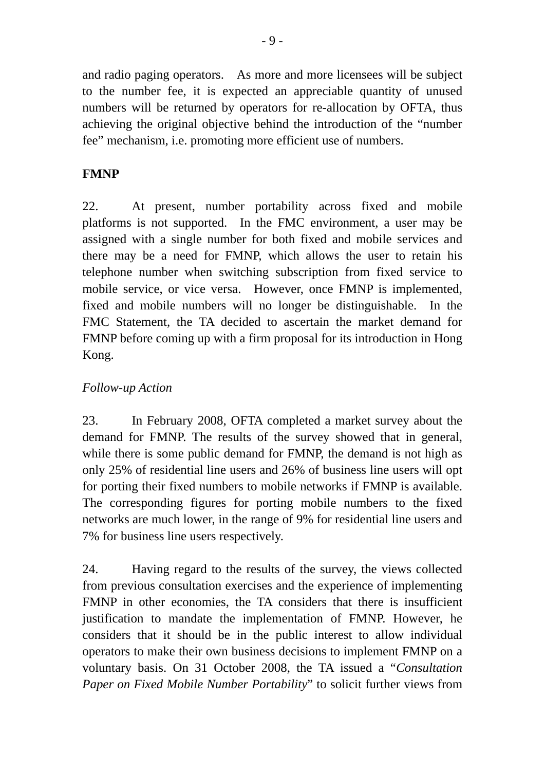and radio paging operators. As more and more licensees will be subject to the number fee, it is expected an appreciable quantity of unused numbers will be returned by operators for re-allocation by OFTA, thus achieving the original objective behind the introduction of the "number fee" mechanism, i.e. promoting more efficient use of numbers.

**FMNP**

22. At present, number portability across fixed and mobile platforms is not supported. In the FMC environment, a user may be assigned with a single number for both fixed and mobile services and there may be a need for FMNP, which allows the user to retain his telephone number when switching subscription from fixed service to mobile service, or vice versa. However, once FMNP is implemented, fixed and mobile numbers will no longer be distinguishable. In the FMC Statement, the TA decided to ascertain the market demand for FMNP before coming up with a firm proposal for its introduction in Hong Kong.

*Follow-up Action*

23. In February 2008, OFTA completed a market survey about the demand for FMNP. The results of the survey showed that in general, while there is some public demand for FMNP, the demand is not high as only 25% of residential line users and 26% of business line users will opt for porting their fixed numbers to mobile networks if FMNP is available. The corresponding figures for porting mobile numbers to the fixed networks are much lower, in the range of 9% for residential line users and 7% for business line users respectively.

24. Having regard to the results of the survey, the views collected from previous consultation exercises and the experience of implementing FMNP in other economies, the TA considers that there is insufficient justification to mandate the implementation of FMNP. However, he considers that it should be in the public interest to allow individual operators to make their own business decisions to implement FMNP on a voluntary basis. On 31 October 2008, the TA issued a "*Consultation Paper on Fixed Mobile Number Portability*" to solicit further views from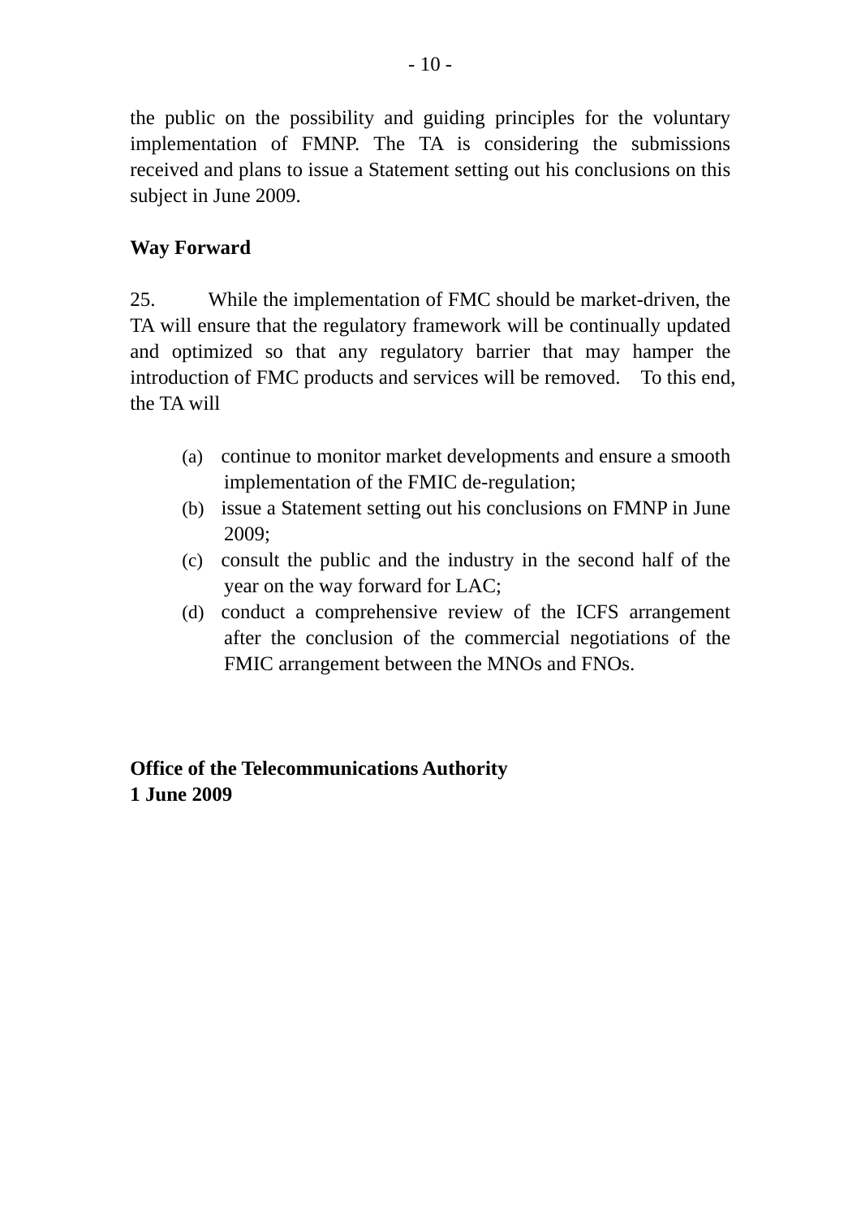the public on the possibility and guiding principles for the voluntary implementation of FMNP. The TA is considering the submissions received and plans to issue a Statement setting out his conclusions on this subject in June 2009.

**Way Forward**

25. While the implementation of FMC should be market-driven, the TA will ensure that the regulatory framework will be continually updated and optimized so that any regulatory barrier that may hamper the introduction of FMC products and services will be removed. To this end, the TA will

(a) continue to monitor market developments and ensure a smooth implementation of the FMIC de-regulation;
(b) issue a Statement setting out his conclusions on FMNP in June 2009;
(c) consult the public and the industry in the second half of the year on the way forward for LAC;
(d) conduct a comprehensive review of the ICFS arrangement after the conclusion of the commercial negotiations of the FMIC arrangement between the MNOs and FNOs.

**Office of the Telecommunications Authority**
**1 June 2009**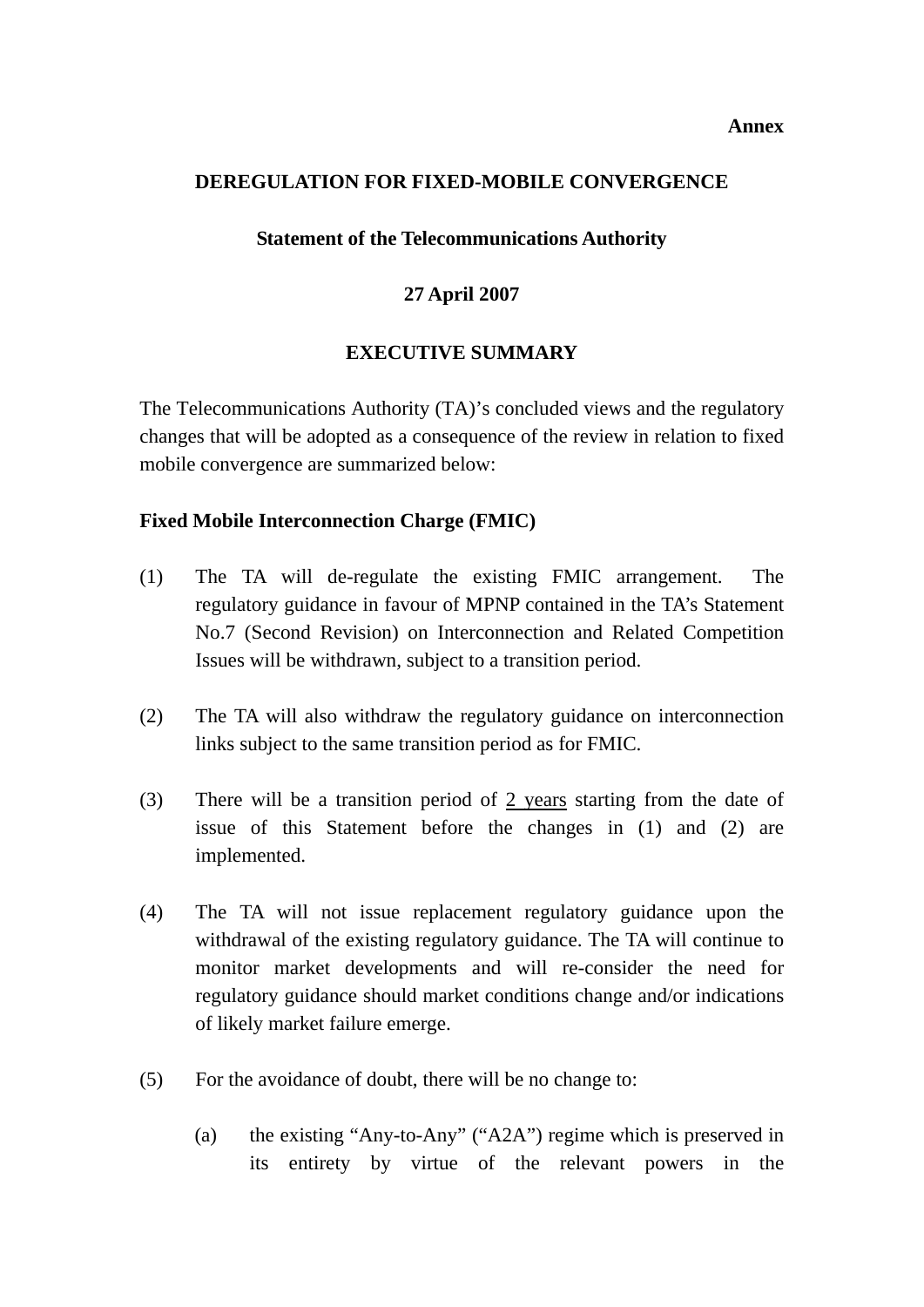**Annex**

**DEREGULATION FOR FIXED-MOBILE CONVERGENCE**

**Statement of the Telecommunications Authority**

**27 April 2007**

**EXECUTIVE SUMMARY**

The Telecommunications Authority (TA)'s concluded views and the regulatory changes that will be adopted as a consequence of the review in relation to fixed mobile convergence are summarized below:

**Fixed Mobile Interconnection Charge (FMIC)**

(1) The TA will de-regulate the existing FMIC arrangement. The regulatory guidance in favour of MPNP contained in the TA's Statement No.7 (Second Revision) on Interconnection and Related Competition Issues will be withdrawn, subject to a transition period.

(2) The TA will also withdraw the regulatory guidance on interconnection links subject to the same transition period as for FMIC.

(3) There will be a transition period of <u>2 years</u> starting from the date of issue of this Statement before the changes in (1) and (2) are implemented.

(4) The TA will not issue replacement regulatory guidance upon the withdrawal of the existing regulatory guidance. The TA will continue to monitor market developments and will re-consider the need for regulatory guidance should market conditions change and/or indications of likely market failure emerge.

(5) For the avoidance of doubt, there will be no change to:

(a) the existing "Any-to-Any" ("A2A") regime which is preserved in its entirety by virtue of the relevant powers in the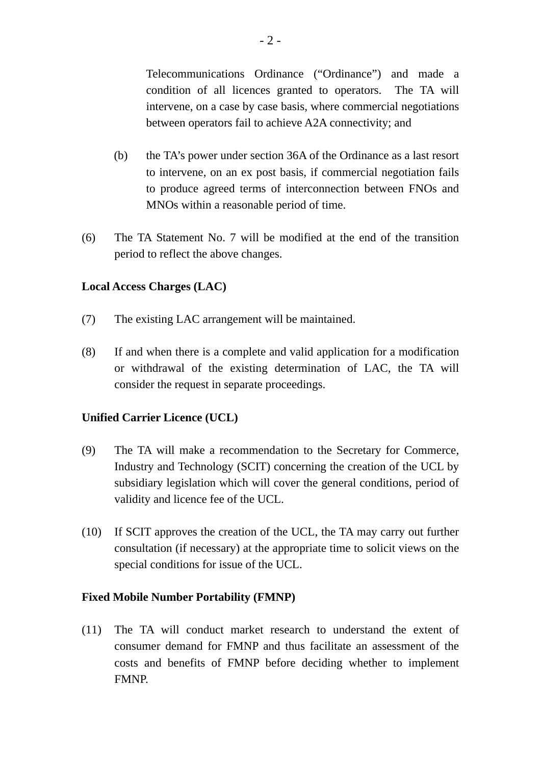Telecommunications Ordinance ("Ordinance") and made a condition of all licences granted to operators. The TA will intervene, on a case by case basis, where commercial negotiations between operators fail to achieve A2A connectivity; and

(b) the TA's power under section 36A of the Ordinance as a last resort to intervene, on an ex post basis, if commercial negotiation fails to produce agreed terms of interconnection between FNOs and MNOs within a reasonable period of time.

(6) The TA Statement No. 7 will be modified at the end of the transition period to reflect the above changes.

**Local Access Charges (LAC)**

(7) The existing LAC arrangement will be maintained.

(8) If and when there is a complete and valid application for a modification or withdrawal of the existing determination of LAC, the TA will consider the request in separate proceedings.

**Unified Carrier Licence (UCL)**

(9) The TA will make a recommendation to the Secretary for Commerce, Industry and Technology (SCIT) concerning the creation of the UCL by subsidiary legislation which will cover the general conditions, period of validity and licence fee of the UCL.

(10) If SCIT approves the creation of the UCL, the TA may carry out further consultation (if necessary) at the appropriate time to solicit views on the special conditions for issue of the UCL.

**Fixed Mobile Number Portability (FMNP)**

(11) The TA will conduct market research to understand the extent of consumer demand for FMNP and thus facilitate an assessment of the costs and benefits of FMNP before deciding whether to implement FMNP.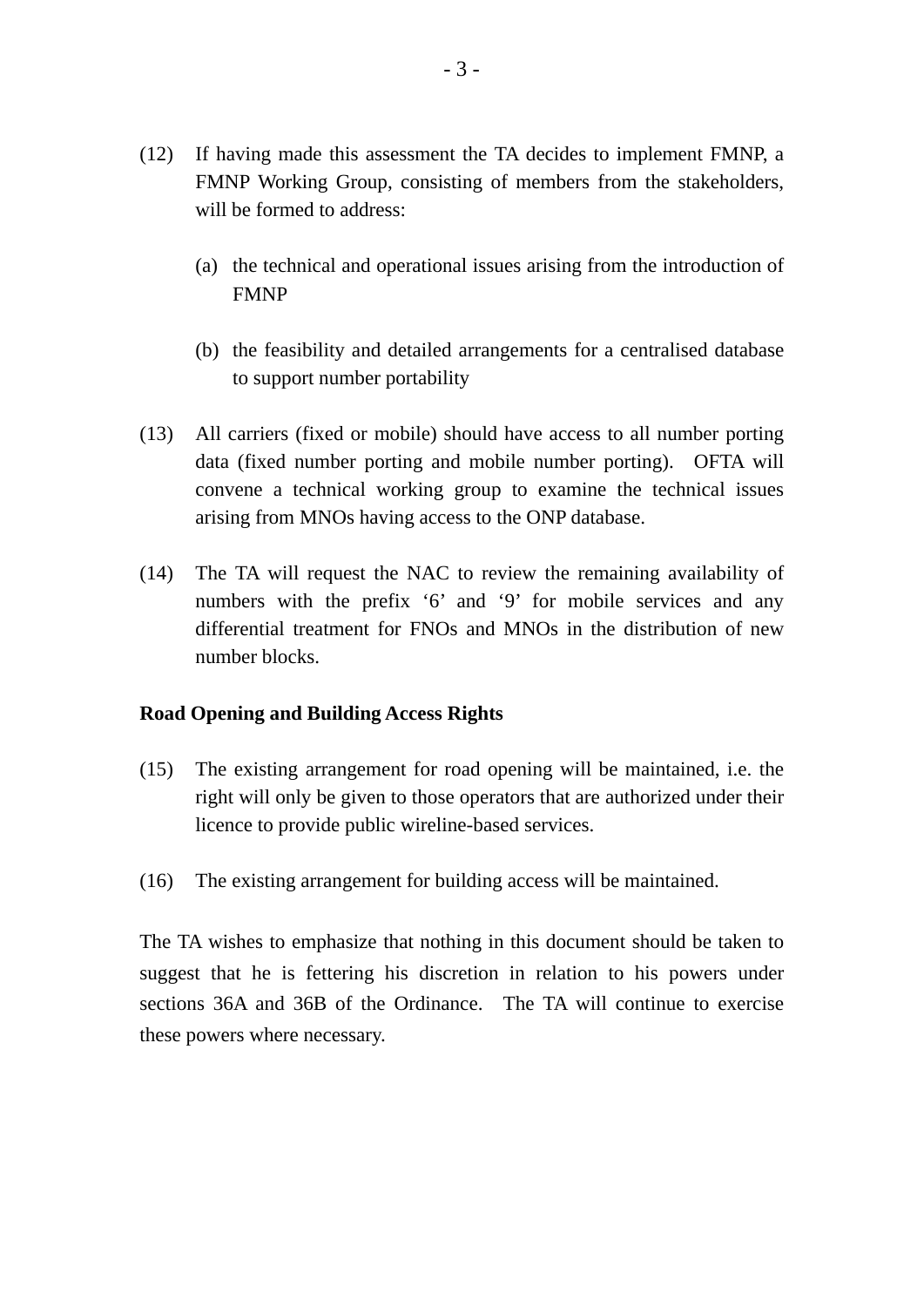(12) If having made this assessment the TA decides to implement FMNP, a FMNP Working Group, consisting of members from the stakeholders, will be formed to address:

   (a) the technical and operational issues arising from the introduction of FMNP

   (b) the feasibility and detailed arrangements for a centralised database to support number portability

(13) All carriers (fixed or mobile) should have access to all number porting data (fixed number porting and mobile number porting). OFTA will convene a technical working group to examine the technical issues arising from MNOs having access to the ONP database.

(14) The TA will request the NAC to review the remaining availability of numbers with the prefix '6' and '9' for mobile services and any differential treatment for FNOs and MNOs in the distribution of new number blocks.

**Road Opening and Building Access Rights**

(15) The existing arrangement for road opening will be maintained, i.e. the right will only be given to those operators that are authorized under their licence to provide public wireline-based services.

(16) The existing arrangement for building access will be maintained.

The TA wishes to emphasize that nothing in this document should be taken to suggest that he is fettering his discretion in relation to his powers under sections 36A and 36B of the Ordinance. The TA will continue to exercise these powers where necessary.